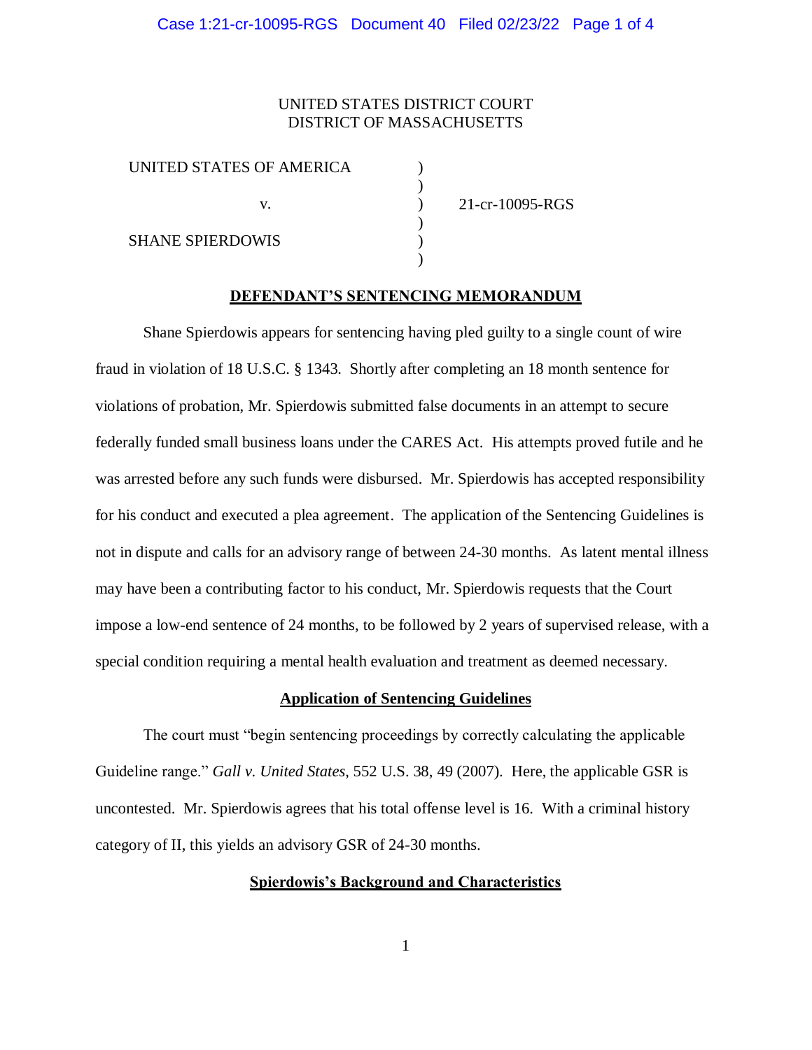UNITED STATES DISTRICT COURT
DISTRICT OF MASSACHUSETTS

| | | |
|---|---|---|
| UNITED STATES OF AMERICA | ) | |
| | ) | |
| v. | ) | 21-cr-10095-RGS |
| | ) | |
| SHANE SPIERDOWIS | ) | |
| | ) | |

## DEFENDANT'S SENTENCING MEMORANDUM

Shane Spierdowis appears for sentencing having pled guilty to a single count of wire fraud in violation of 18 U.S.C. § 1343. Shortly after completing an 18 month sentence for violations of probation, Mr. Spierdowis submitted false documents in an attempt to secure federally funded small business loans under the CARES Act. His attempts proved futile and he was arrested before any such funds were disbursed. Mr. Spierdowis has accepted responsibility for his conduct and executed a plea agreement. The application of the Sentencing Guidelines is not in dispute and calls for an advisory range of between 24-30 months. As latent mental illness may have been a contributing factor to his conduct, Mr. Spierdowis requests that the Court impose a low-end sentence of 24 months, to be followed by 2 years of supervised release, with a special condition requiring a mental health evaluation and treatment as deemed necessary.

### Application of Sentencing Guidelines

The court must "begin sentencing proceedings by correctly calculating the applicable Guideline range." *Gall v. United States*, 552 U.S. 38, 49 (2007). Here, the applicable GSR is uncontested. Mr. Spierdowis agrees that his total offense level is 16. With a criminal history category of II, this yields an advisory GSR of 24-30 months.

### Spierdowis's Background and Characteristics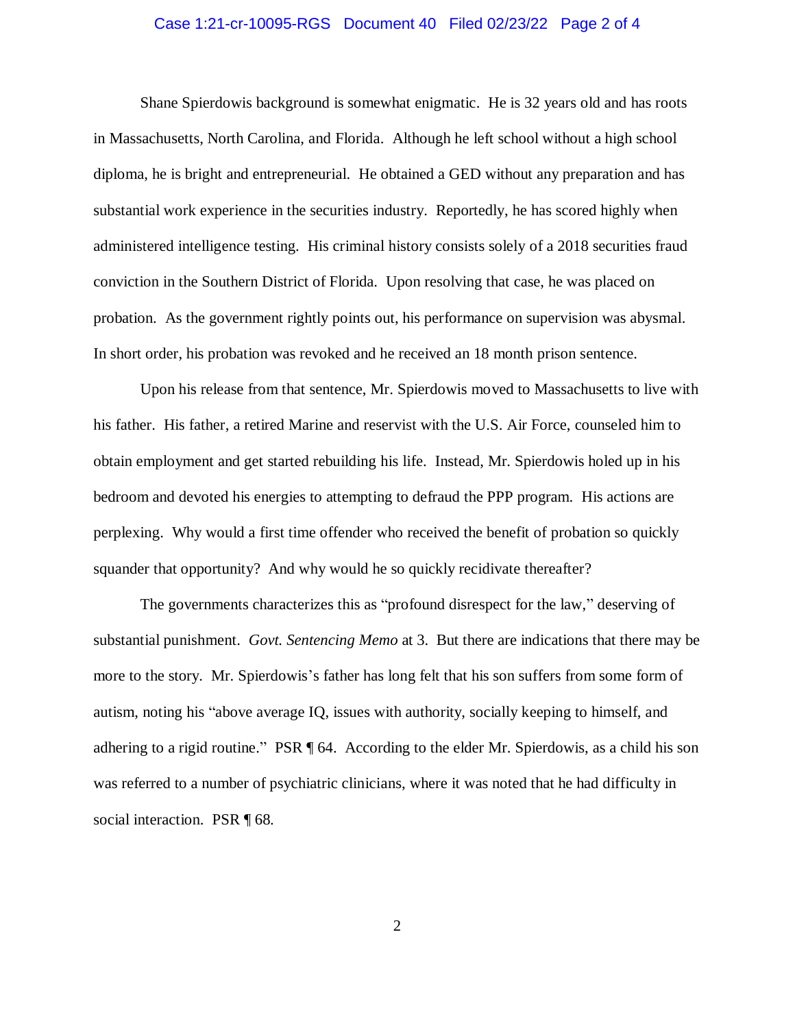Shane Spierdowis background is somewhat enigmatic. He is 32 years old and has roots in Massachusetts, North Carolina, and Florida. Although he left school without a high school diploma, he is bright and entrepreneurial. He obtained a GED without any preparation and has substantial work experience in the securities industry. Reportedly, he has scored highly when administered intelligence testing. His criminal history consists solely of a 2018 securities fraud conviction in the Southern District of Florida. Upon resolving that case, he was placed on probation. As the government rightly points out, his performance on supervision was abysmal. In short order, his probation was revoked and he received an 18 month prison sentence.

Upon his release from that sentence, Mr. Spierdowis moved to Massachusetts to live with his father. His father, a retired Marine and reservist with the U.S. Air Force, counseled him to obtain employment and get started rebuilding his life. Instead, Mr. Spierdowis holed up in his bedroom and devoted his energies to attempting to defraud the PPP program. His actions are perplexing. Why would a first time offender who received the benefit of probation so quickly squander that opportunity? And why would he so quickly recidivate thereafter?

The governments characterizes this as "profound disrespect for the law," deserving of substantial punishment. *Govt. Sentencing Memo* at 3. But there are indications that there may be more to the story. Mr. Spierdowis's father has long felt that his son suffers from some form of autism, noting his "above average IQ, issues with authority, socially keeping to himself, and adhering to a rigid routine." PSR ¶ 64. According to the elder Mr. Spierdowis, as a child his son was referred to a number of psychiatric clinicians, where it was noted that he had difficulty in social interaction. PSR ¶ 68.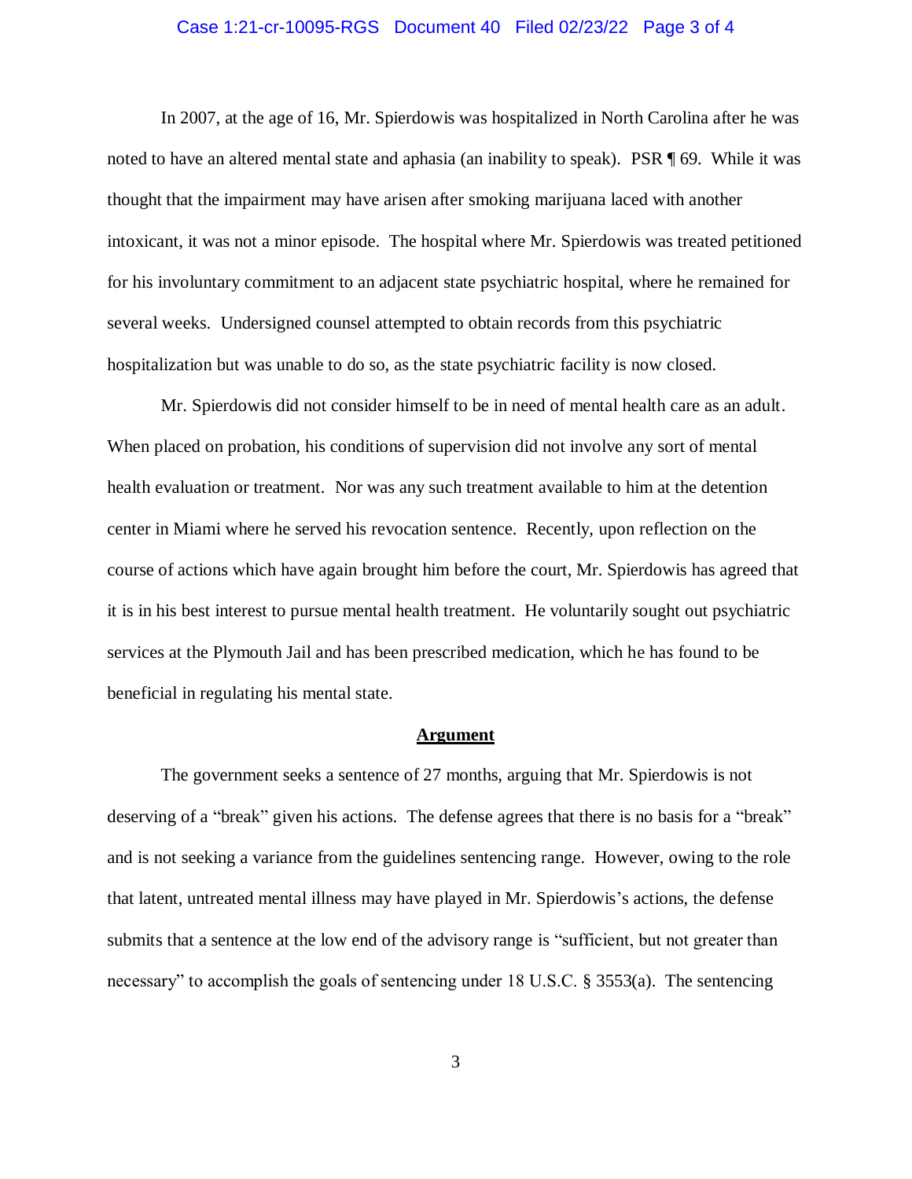In 2007, at the age of 16, Mr. Spierdowis was hospitalized in North Carolina after he was noted to have an altered mental state and aphasia (an inability to speak). PSR ¶ 69. While it was thought that the impairment may have arisen after smoking marijuana laced with another intoxicant, it was not a minor episode. The hospital where Mr. Spierdowis was treated petitioned for his involuntary commitment to an adjacent state psychiatric hospital, where he remained for several weeks. Undersigned counsel attempted to obtain records from this psychiatric hospitalization but was unable to do so, as the state psychiatric facility is now closed.

Mr. Spierdowis did not consider himself to be in need of mental health care as an adult. When placed on probation, his conditions of supervision did not involve any sort of mental health evaluation or treatment. Nor was any such treatment available to him at the detention center in Miami where he served his revocation sentence. Recently, upon reflection on the course of actions which have again brought him before the court, Mr. Spierdowis has agreed that it is in his best interest to pursue mental health treatment. He voluntarily sought out psychiatric services at the Plymouth Jail and has been prescribed medication, which he has found to be beneficial in regulating his mental state.

## Argument

The government seeks a sentence of 27 months, arguing that Mr. Spierdowis is not deserving of a "break" given his actions. The defense agrees that there is no basis for a "break" and is not seeking a variance from the guidelines sentencing range. However, owing to the role that latent, untreated mental illness may have played in Mr. Spierdowis's actions, the defense submits that a sentence at the low end of the advisory range is "sufficient, but not greater than necessary" to accomplish the goals of sentencing under 18 U.S.C. § 3553(a). The sentencing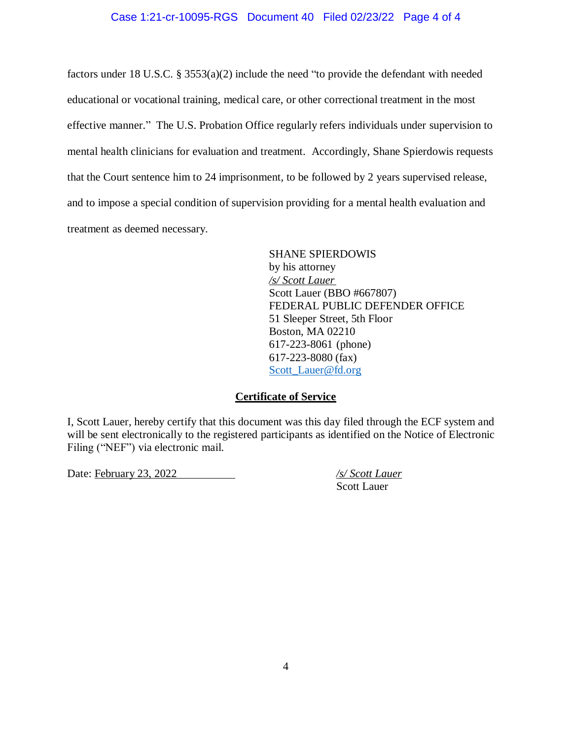factors under 18 U.S.C. § 3553(a)(2) include the need "to provide the defendant with needed educational or vocational training, medical care, or other correctional treatment in the most effective manner." The U.S. Probation Office regularly refers individuals under supervision to mental health clinicians for evaluation and treatment. Accordingly, Shane Spierdowis requests that the Court sentence him to 24 imprisonment, to be followed by 2 years supervised release, and to impose a special condition of supervision providing for a mental health evaluation and treatment as deemed necessary.

SHANE SPIERDOWIS  
by his attorney  
*/s/ Scott Lauer*  
Scott Lauer (BBO #667807)  
FEDERAL PUBLIC DEFENDER OFFICE  
51 Sleeper Street, 5th Floor  
Boston, MA 02210  
617-223-8061 (phone)  
617-223-8080 (fax)  
Scott_Lauer@fd.org

**Certificate of Service**

I, Scott Lauer, hereby certify that this document was this day filed through the ECF system and will be sent electronically to the registered participants as identified on the Notice of Electronic Filing ("NEF") via electronic mail.

Date: February 23, 2022

*/s/ Scott Lauer*  
Scott Lauer